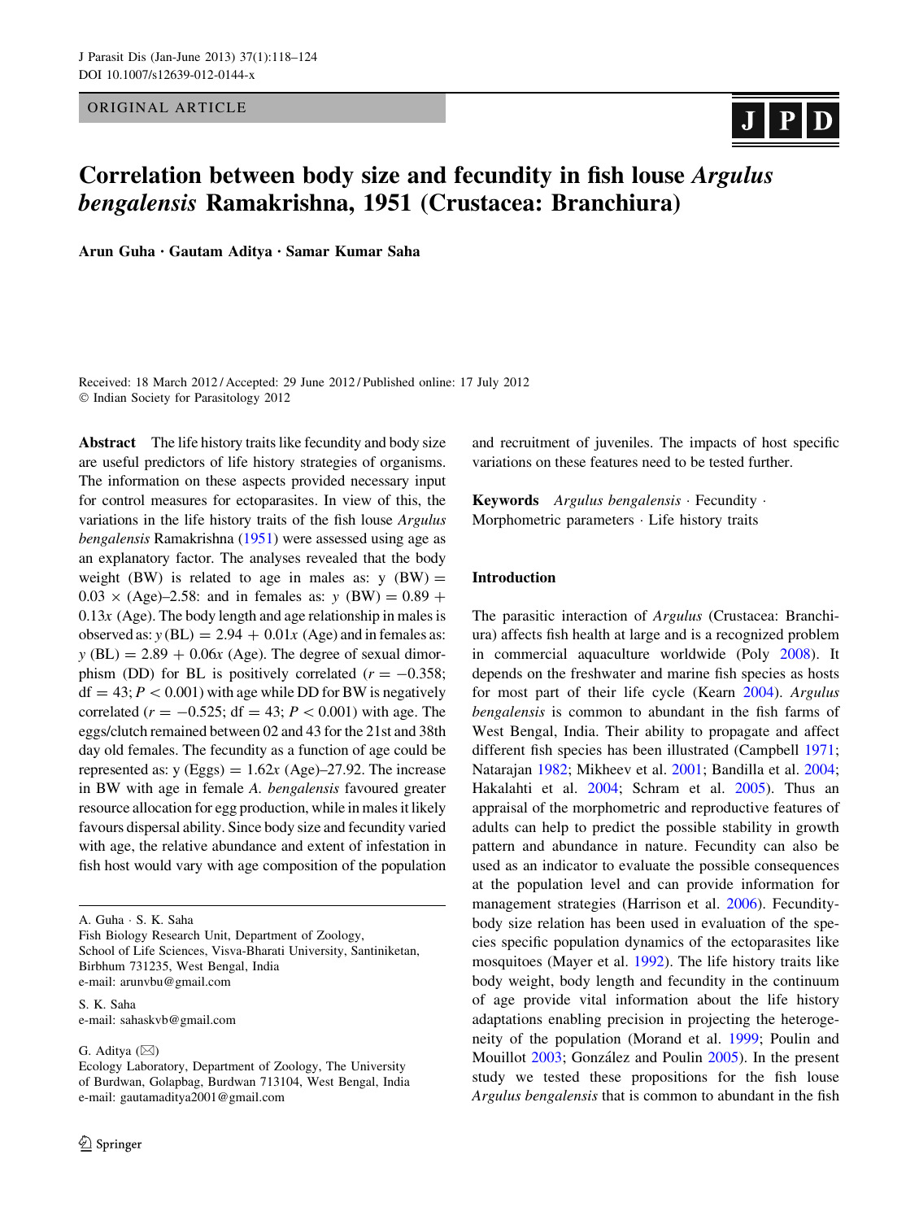ORIGINAL ARTICLE

# Correlation between body size and fecundity in fish louse *Argulus bengalensis* Ramakrishna, 1951 (Crustacea: Branchiura)

**Arun Guha · Gautam Aditya · Samar Kumar Saha**

Received: 18 March 2012 / Accepted: 29 June 2012 / Published online: 17 July 2012
© Indian Society for Parasitology 2012

**Abstract** The life history traits like fecundity and body size are useful predictors of life history strategies of organisms. The information on these aspects provided necessary input for control measures for ectoparasites. In view of this, the variations in the life history traits of the fish louse *Argulus bengalensis* Ramakrishna (1951) were assessed using age as an explanatory factor. The analyses revealed that the body weight (BW) is related to age in males as: y (BW) = $0.03 \times$ (Age)–2.58: and in females as: $y$ (BW) = 0.89 + $0.13x$ (Age). The body length and age relationship in males is observed as: $y$ (BL) = 2.94 + $0.01x$ (Age) and in females as: $y$ (BL) = 2.89 + $0.06x$ (Age). The degree of sexual dimorphism (DD) for BL is positively correlated ($r = -0.358$; df = 43; $P < 0.001$) with age while DD for BW is negatively correlated ($r = -0.525$; df = 43; $P < 0.001$) with age. The eggs/clutch remained between 02 and 43 for the 21st and 38th day old females. The fecundity as a function of age could be represented as: y (Eggs) = $1.62x$ (Age)–27.92. The increase in BW with age in female *A. bengalensis* favoured greater resource allocation for egg production, while in males it likely favours dispersal ability. Since body size and fecundity varied with age, the relative abundance and extent of infestation in fish host would vary with age composition of the population and recruitment of juveniles. The impacts of host specific variations on these features need to be tested further.

**Keywords** *Argulus bengalensis* · Fecundity · Morphometric parameters · Life history traits

A. Guha · S. K. Saha
Fish Biology Research Unit, Department of Zoology, School of Life Sciences, Visva-Bharati University, Santiniketan, Birbhum 731235, West Bengal, India
e-mail: arunvbu@gmail.com

S. K. Saha
e-mail: sahaskvb@gmail.com

G. Aditya (✉)
Ecology Laboratory, Department of Zoology, The University of Burdwan, Golapbag, Burdwan 713104, West Bengal, India
e-mail: gautamaditya2001@gmail.com

## Introduction

The parasitic interaction of *Argulus* (Crustacea: Branchiura) affects fish health at large and is a recognized problem in commercial aquaculture worldwide (Poly 2008). It depends on the freshwater and marine fish species as hosts for most part of their life cycle (Kearn 2004). *Argulus bengalensis* is common to abundant in the fish farms of West Bengal, India. Their ability to propagate and affect different fish species has been illustrated (Campbell 1971; Natarajan 1982; Mikheev et al. 2001; Bandilla et al. 2004; Hakalahti et al. 2004; Schram et al. 2005). Thus an appraisal of the morphometric and reproductive features of adults can help to predict the possible stability in growth pattern and abundance in nature. Fecundity can also be used as an indicator to evaluate the possible consequences at the population level and can provide information for management strategies (Harrison et al. 2006). Fecundity-body size relation has been used in evaluation of the species specific population dynamics of the ectoparasites like mosquitoes (Mayer et al. 1992). The life history traits like body weight, body length and fecundity in the continuum of age provide vital information about the life history adaptations enabling precision in projecting the heterogeneity of the population (Morand et al. 1999; Poulin and Mouillot 2003; González and Poulin 2005). In the present study we tested these propositions for the fish louse *Argulus bengalensis* that is common to abundant in the fish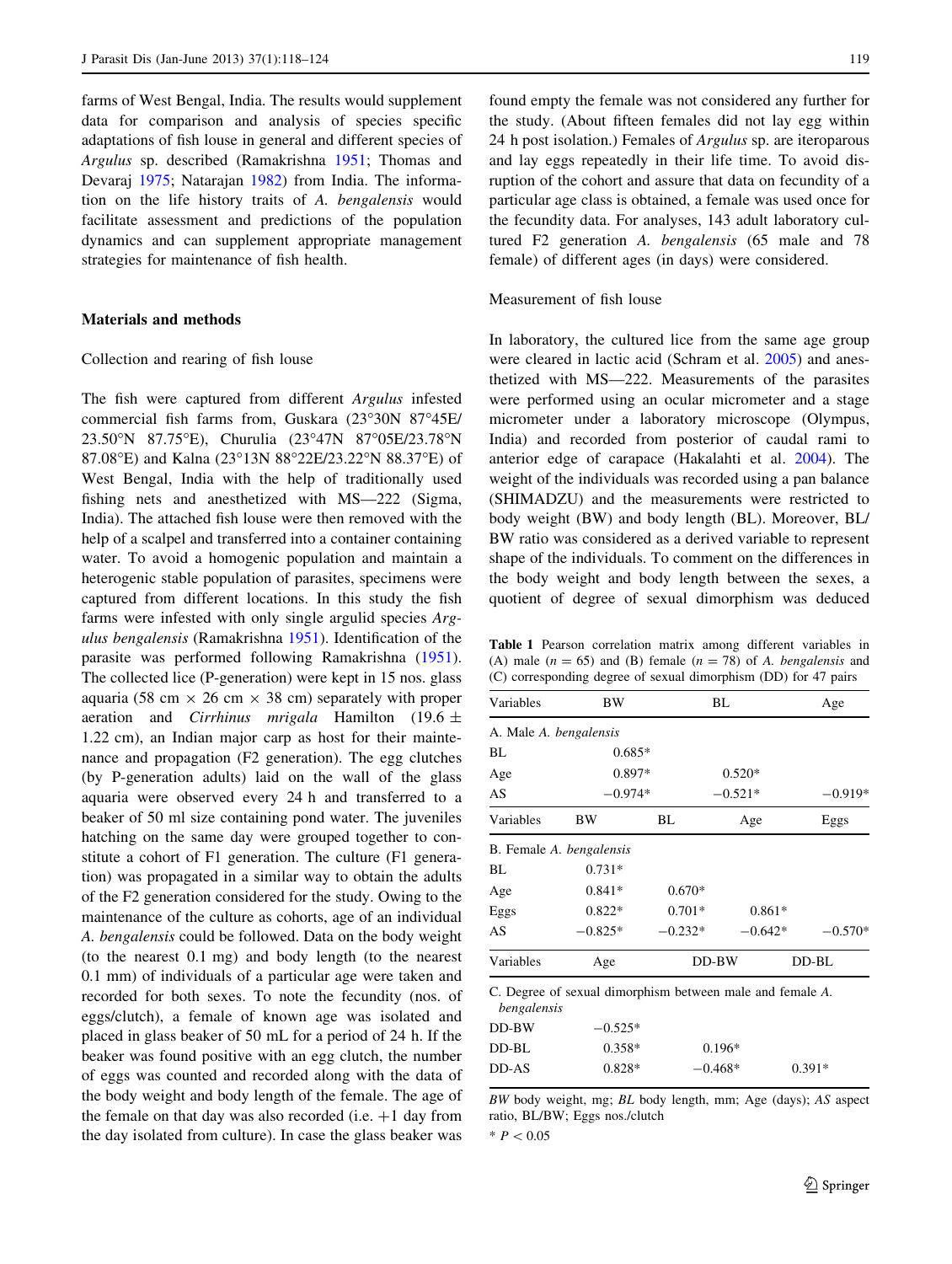farms of West Bengal, India. The results would supplement data for comparison and analysis of species specific adaptations of fish louse in general and different species of *Argulus* sp. described (Ramakrishna 1951; Thomas and Devaraj 1975; Natarajan 1982) from India. The information on the life history traits of *A. bengalensis* would facilitate assessment and predictions of the population dynamics and can supplement appropriate management strategies for maintenance of fish health.

## Materials and methods

### Collection and rearing of fish louse

The fish were captured from different *Argulus* infested commercial fish farms from, Guskara (23°30N 87°45E/ 23.50°N 87.75°E), Churulia (23°47N 87°05E/23.78°N 87.08°E) and Kalna (23°13N 88°22E/23.22°N 88.37°E) of West Bengal, India with the help of traditionally used fishing nets and anesthetized with MS—222 (Sigma, India). The attached fish louse were then removed with the help of a scalpel and transferred into a container containing water. To avoid a homogenic population and maintain a heterogenic stable population of parasites, specimens were captured from different locations. In this study the fish farms were infested with only single argulid species *Argulus bengalensis* (Ramakrishna 1951). Identification of the parasite was performed following Ramakrishna (1951). The collected lice (P-generation) were kept in 15 nos. glass aquaria (58 cm × 26 cm × 38 cm) separately with proper aeration and *Cirrhinus mrigala* Hamilton (19.6 ± 1.22 cm), an Indian major carp as host for their maintenance and propagation (F2 generation). The egg clutches (by P-generation adults) laid on the wall of the glass aquaria were observed every 24 h and transferred to a beaker of 50 ml size containing pond water. The juveniles hatching on the same day were grouped together to constitute a cohort of F1 generation. The culture (F1 generation) was propagated in a similar way to obtain the adults of the F2 generation considered for the study. Owing to the maintenance of the culture as cohorts, age of an individual *A. bengalensis* could be followed. Data on the body weight (to the nearest 0.1 mg) and body length (to the nearest 0.1 mm) of individuals of a particular age were taken and recorded for both sexes. To note the fecundity (nos. of eggs/clutch), a female of known age was isolated and placed in glass beaker of 50 mL for a period of 24 h. If the beaker was found positive with an egg clutch, the number of eggs was counted and recorded along with the data of the body weight and body length of the female. The age of the female on that day was also recorded (i.e. +1 day from the day isolated from culture). In case the glass beaker was found empty the female was not considered any further for the study. (About fifteen females did not lay egg within 24 h post isolation.) Females of *Argulus* sp. are iteroparous and lay eggs repeatedly in their life time. To avoid disruption of the cohort and assure that data on fecundity of a particular age class is obtained, a female was used once for the fecundity data. For analyses, 143 adult laboratory cultured F2 generation *A. bengalensis* (65 male and 78 female) of different ages (in days) were considered.

### Measurement of fish louse

In laboratory, the cultured lice from the same age group were cleared in lactic acid (Schram et al. 2005) and anesthetized with MS—222. Measurements of the parasites were performed using an ocular micrometer and a stage micrometer under a laboratory microscope (Olympus, India) and recorded from posterior of caudal rami to anterior edge of carapace (Hakalahti et al. 2004). The weight of the individuals was recorded using a pan balance (SHIMADZU) and the measurements were restricted to body weight (BW) and body length (BL). Moreover, BL/BW ratio was considered as a derived variable to represent shape of the individuals. To comment on the differences in the body weight and body length between the sexes, a quotient of degree of sexual dimorphism was deduced

**Table 1** Pearson correlation matrix among different variables in (A) male ($n = 65$) and (B) female ($n = 78$) of *A. bengalensis* and (C) corresponding degree of sexual dimorphism (DD) for 47 pairs

| Variables | BW | BL | Age | |
|---|---|---|---|---|
| *A. Male A. bengalensis* | | | | |
| BL | 0.685* | | | |
| Age | 0.897* | 0.520* | | |
| AS | −0.974* | −0.521* | −0.919* | |
| **Variables** | **BW** | **BL** | **Age** | **Eggs** |
| *B. Female A. bengalensis* | | | | |
| BL | 0.731* | | | |
| Age | 0.841* | 0.670* | | |
| Eggs | 0.822* | 0.701* | 0.861* | |
| AS | −0.825* | −0.232* | −0.642* | −0.570* |
| **Variables** | **Age** | **DD-BW** | **DD-BL** | |
| *C. Degree of sexual dimorphism between male and female A. bengalensis* | | | | |
| DD-BW | −0.525* | | | |
| DD-BL | 0.358* | 0.196* | | |
| DD-AS | 0.828* | −0.468* | 0.391* | |

*BW* body weight, mg; *BL* body length, mm; Age (days); *AS* aspect ratio, BL/BW; Eggs nos./clutch

\* $P < 0.05$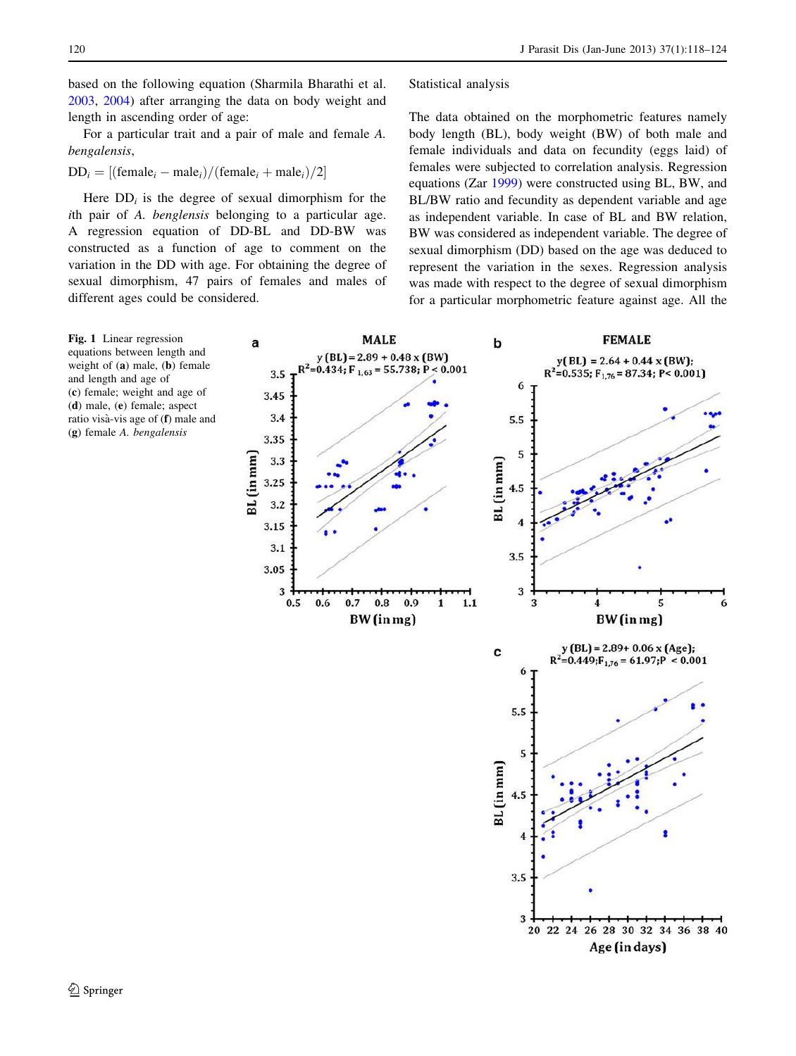based on the following equation (Sharmila Bharathi et al. 2003, 2004) after arranging the data on body weight and length in ascending order of age:

For a particular trait and a pair of male and female *A. bengalensis*,

$$DD_i = [(\text{female}_i - \text{male}_i)/(\text{female}_i + \text{male}_i)/2]$$

Here $DD_i$ is the degree of sexual dimorphism for the *i*th pair of *A. benglensis* belonging to a particular age. A regression equation of DD-BL and DD-BW was constructed as a function of age to comment on the variation in the DD with age. For obtaining the degree of sexual dimorphism, 47 pairs of females and males of different ages could be considered.

Statistical analysis

The data obtained on the morphometric features namely body length (BL), body weight (BW) of both male and female individuals and data on fecundity (eggs laid) of females were subjected to correlation analysis. Regression equations (Zar 1999) were constructed using BL, BW, and BL/BW ratio and fecundity as dependent variable and age as independent variable. In case of BL and BW relation, BW was considered as independent variable. The degree of sexual dimorphism (DD) based on the age was deduced to represent the variation in the sexes. Regression analysis was made with respect to the degree of sexual dimorphism for a particular morphometric feature against age. All the

**Fig. 1** Linear regression equations between length and weight of (**a**) male, (**b**) female and length and age of (**c**) female; weight and age of (**d**) male, (**e**) female; aspect ratio visà-vis age of (**f**) male and (**g**) female *A. bengalensis*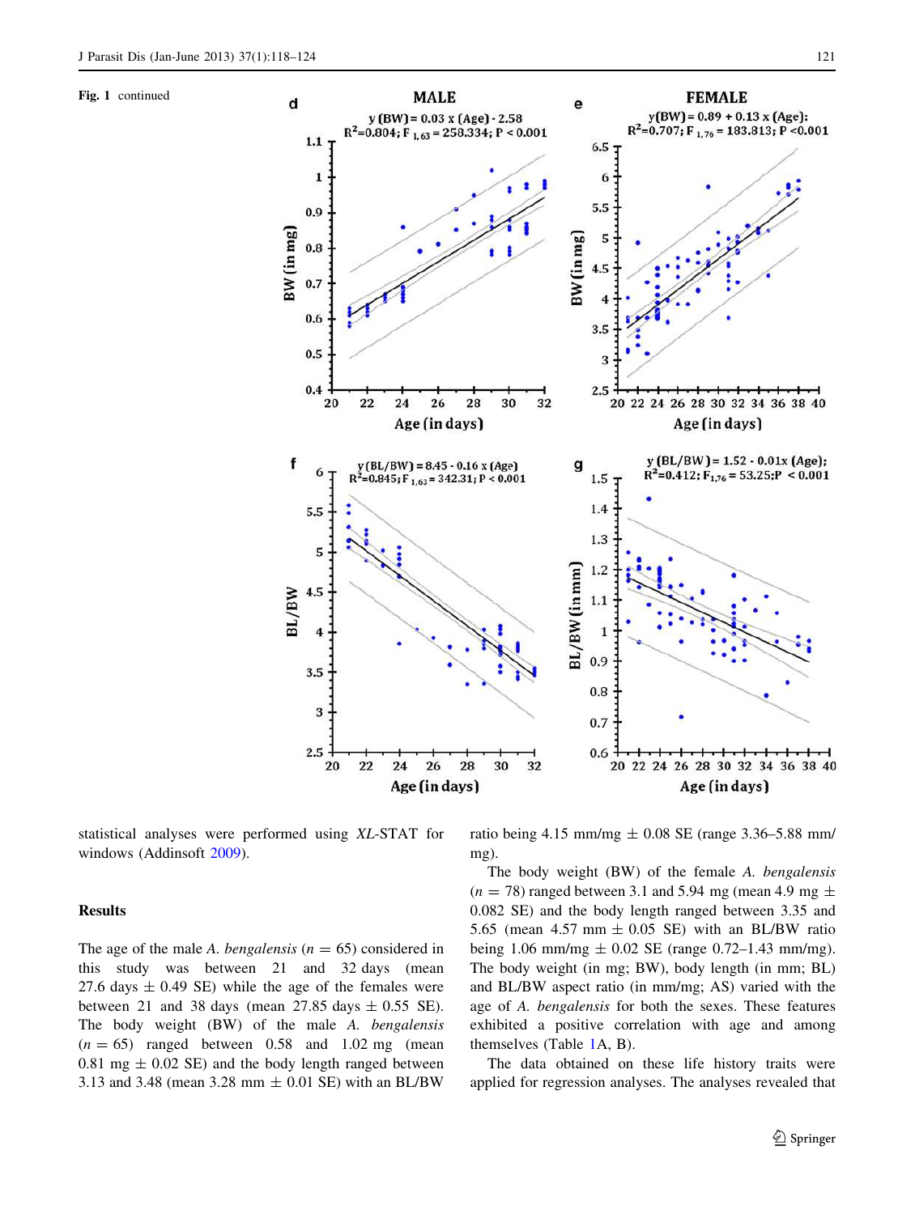Fig. 1 continued

statistical analyses were performed using *XL*-STAT for windows (Addinsoft 2009).

## Results

The age of the male *A. bengalensis* ($n = 65$) considered in this study was between 21 and 32 days (mean 27.6 days ± 0.49 SE) while the age of the females were between 21 and 38 days (mean 27.85 days ± 0.55 SE). The body weight (BW) of the male *A. bengalensis* ($n = 65$) ranged between 0.58 and 1.02 mg (mean 0.81 mg ± 0.02 SE) and the body length ranged between 3.13 and 3.48 (mean 3.28 mm ± 0.01 SE) with an BL/BW ratio being 4.15 mm/mg ± 0.08 SE (range 3.36–5.88 mm/mg).

The body weight (BW) of the female *A. bengalensis* ($n = 78$) ranged between 3.1 and 5.94 mg (mean 4.9 mg ± 0.082 SE) and the body length ranged between 3.35 and 5.65 (mean 4.57 mm ± 0.05 SE) with an BL/BW ratio being 1.06 mm/mg ± 0.02 SE (range 0.72–1.43 mm/mg). The body weight (in mg; BW), body length (in mm; BL) and BL/BW aspect ratio (in mm/mg; AS) varied with the age of *A. bengalensis* for both the sexes. These features exhibited a positive correlation with age and among themselves (Table 1A, B).

The data obtained on these life history traits were applied for regression analyses. The analyses revealed that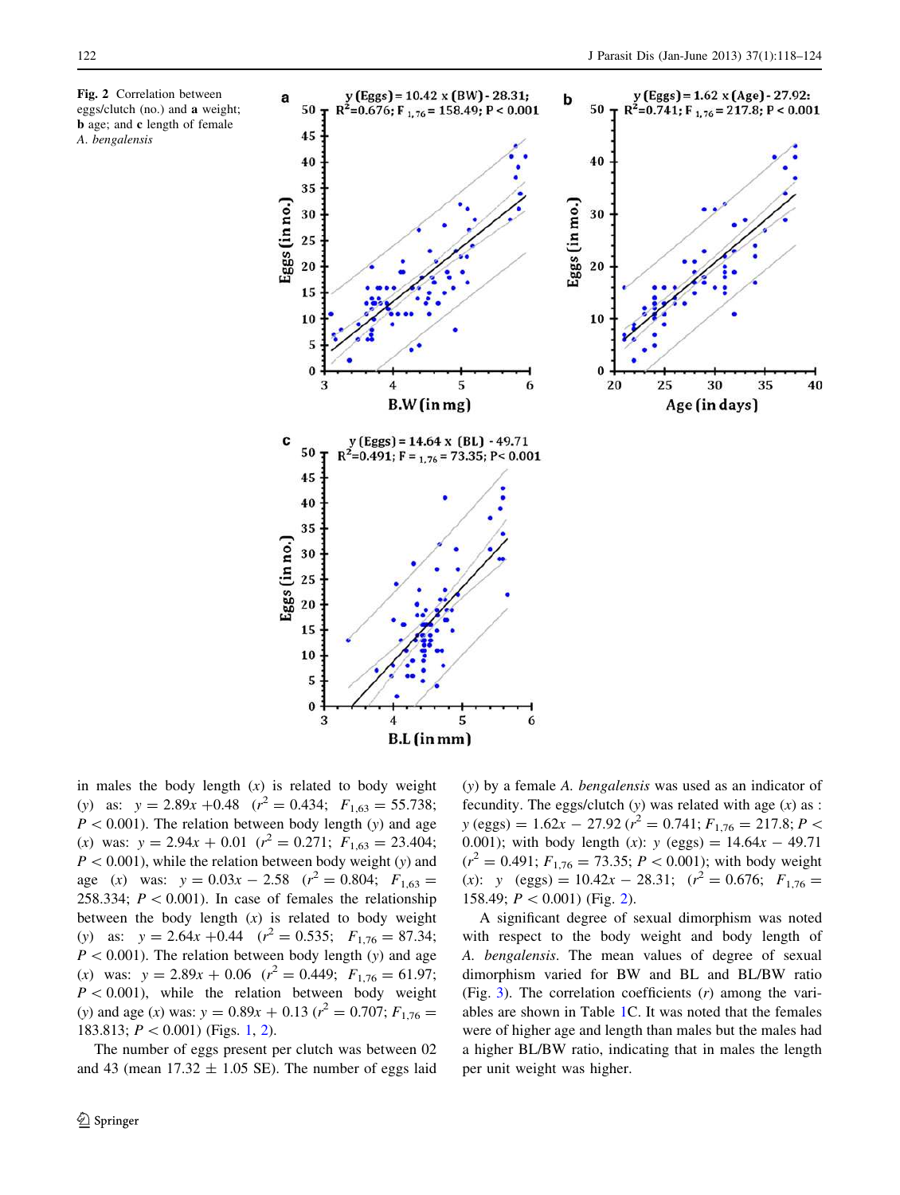Fig. 2 Correlation between eggs/clutch (no.) and **a** weight; **b** age; and **c** length of female *A. bengalensis*

in males the body length ($x$) is related to body weight ($y$) as: $y = 2.89x + 0.48$ ($r^2 = 0.434$; $F_{1,63} = 55.738$; $P < 0.001$). The relation between body length ($y$) and age ($x$) was: $y = 2.94x + 0.01$ ($r^2 = 0.271$; $F_{1,63} = 23.404$; $P < 0.001$), while the relation between body weight ($y$) and age ($x$) was: $y = 0.03x - 2.58$ ($r^2 = 0.804$; $F_{1,63} = 258.334$; $P < 0.001$). In case of females the relationship between the body length ($x$) is related to body weight ($y$) as: $y = 2.64x + 0.44$ ($r^2 = 0.535$; $F_{1,76} = 87.34$; $P < 0.001$). The relation between body length ($y$) and age ($x$) was: $y = 2.89x + 0.06$ ($r^2 = 0.449$; $F_{1,76} = 61.97$; $P < 0.001$), while the relation between body weight ($y$) and age ($x$) was: $y = 0.89x + 0.13$ ($r^2 = 0.707$; $F_{1,76} = 183.813$; $P < 0.001$) (Figs. 1, 2).

The number of eggs present per clutch was between 02 and 43 (mean 17.32 ± 1.05 SE). The number of eggs laid ($y$) by a female *A. bengalensis* was used as an indicator of fecundity. The eggs/clutch ($y$) was related with age ($x$) as : $y$ (eggs) $= 1.62x - 27.92$ ($r^2 = 0.741$; $F_{1,76} = 217.8$; $P < 0.001$); with body length ($x$): $y$ (eggs) $= 14.64x - 49.71$ ($r^2 = 0.491$; $F_{1,76} = 73.35$; $P < 0.001$); with body weight ($x$): $y$ (eggs) $= 10.42x - 28.31$; ($r^2 = 0.676$; $F_{1,76} = 158.49$; $P < 0.001$) (Fig. 2).

A significant degree of sexual dimorphism was noted with respect to the body weight and body length of *A. bengalensis*. The mean values of degree of sexual dimorphism varied for BW and BL and BL/BW ratio (Fig. 3). The correlation coefficients ($r$) among the variables are shown in Table 1C. It was noted that the females were of higher age and length than males but the males had a higher BL/BW ratio, indicating that in males the length per unit weight was higher.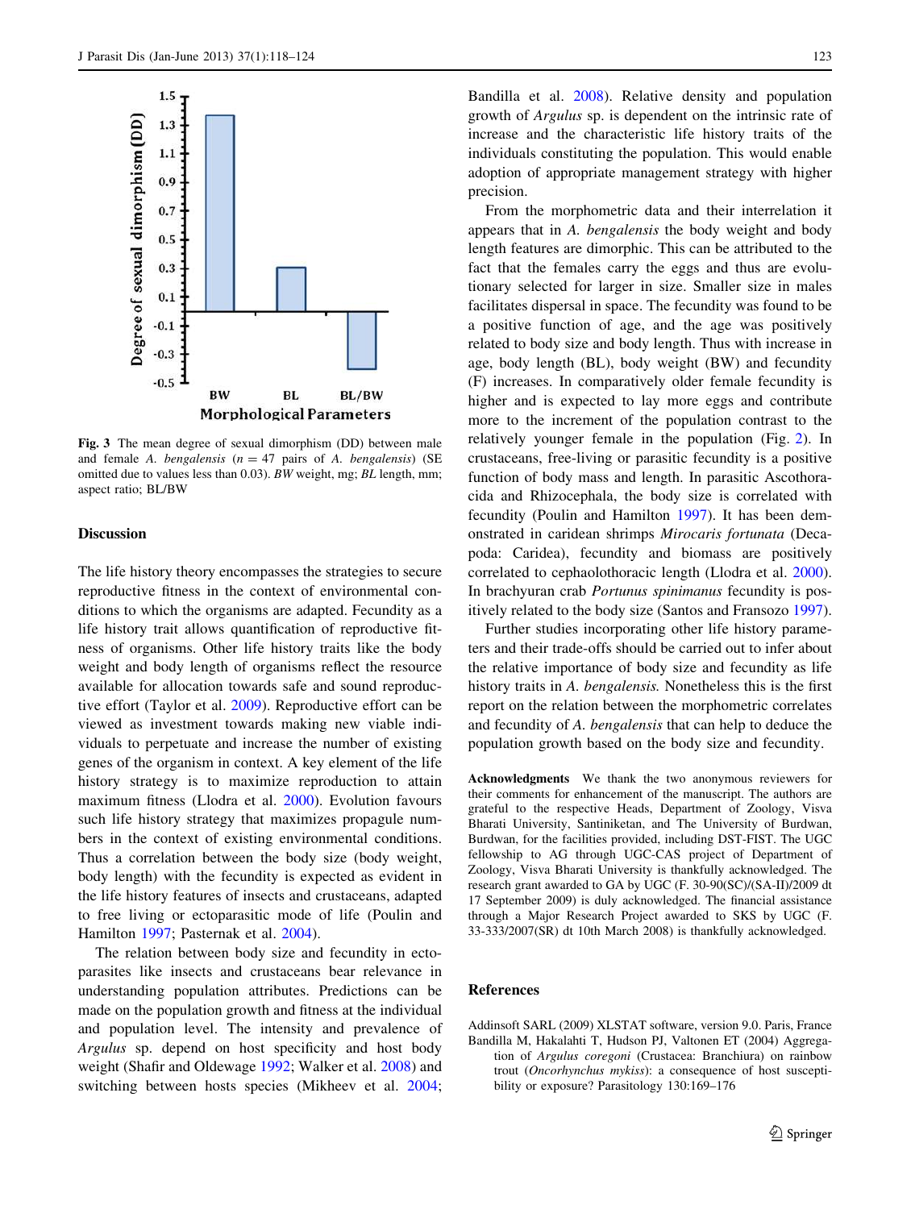Fig. 3 The mean degree of sexual dimorphism (DD) between male and female *A. bengalensis* ($n = 47$ pairs of *A. bengalensis*) (SE omitted due to values less than 0.03). *BW* weight, mg; *BL* length, mm; aspect ratio; BL/BW

## Discussion

The life history theory encompasses the strategies to secure reproductive fitness in the context of environmental conditions to which the organisms are adapted. Fecundity as a life history trait allows quantification of reproductive fitness of organisms. Other life history traits like the body weight and body length of organisms reflect the resource available for allocation towards safe and sound reproductive effort (Taylor et al. 2009). Reproductive effort can be viewed as investment towards making new viable individuals to perpetuate and increase the number of existing genes of the organism in context. A key element of the life history strategy is to maximize reproduction to attain maximum fitness (Llodra et al. 2000). Evolution favours such life history strategy that maximizes propagule numbers in the context of existing environmental conditions. Thus a correlation between the body size (body weight, body length) with the fecundity is expected as evident in the life history features of insects and crustaceans, adapted to free living or ectoparasitic mode of life (Poulin and Hamilton 1997; Pasternak et al. 2004).

The relation between body size and fecundity in ectoparasites like insects and crustaceans bear relevance in understanding population attributes. Predictions can be made on the population growth and fitness at the individual and population level. The intensity and prevalence of *Argulus* sp. depend on host specificity and host body weight (Shafir and Oldewage 1992; Walker et al. 2008) and switching between hosts species (Mikheev et al. 2004; Bandilla et al. 2008). Relative density and population growth of *Argulus* sp. is dependent on the intrinsic rate of increase and the characteristic life history traits of the individuals constituting the population. This would enable adoption of appropriate management strategy with higher precision.

From the morphometric data and their interrelation it appears that in *A. bengalensis* the body weight and body length features are dimorphic. This can be attributed to the fact that the females carry the eggs and thus are evolutionary selected for larger in size. Smaller size in males facilitates dispersal in space. The fecundity was found to be a positive function of age, and the age was positively related to body size and body length. Thus with increase in age, body length (BL), body weight (BW) and fecundity (F) increases. In comparatively older female fecundity is higher and is expected to lay more eggs and contribute more to the increment of the population contrast to the relatively younger female in the population (Fig. 2). In crustaceans, free-living or parasitic fecundity is a positive function of body mass and length. In parasitic Ascothoracida and Rhizocephala, the body size is correlated with fecundity (Poulin and Hamilton 1997). It has been demonstrated in caridean shrimps *Mirocaris fortunata* (Decapoda: Caridea), fecundity and biomass are positively correlated to cephalothoracic length (Llodra et al. 2000). In brachyuran crab *Portunus spinimanus* fecundity is positively related to the body size (Santos and Fransozo 1997).

Further studies incorporating other life history parameters and their trade-offs should be carried out to infer about the relative importance of body size and fecundity as life history traits in *A. bengalensis.* Nonetheless this is the first report on the relation between the morphometric correlates and fecundity of *A. bengalensis* that can help to deduce the population growth based on the body size and fecundity.

**Acknowledgments** We thank the two anonymous reviewers for their comments for enhancement of the manuscript. The authors are grateful to the respective Heads, Department of Zoology, Visva Bharati University, Santiniketan, and The University of Burdwan, Burdwan, for the facilities provided, including DST-FIST. The UGC fellowship to AG through UGC-CAS project of Department of Zoology, Visva Bharati University is thankfully acknowledged. The research grant awarded to GA by UGC (F. 30-90(SC)/(SA-II)/2009 dt 17 September 2009) is duly acknowledged. The financial assistance through a Major Research Project awarded to SKS by UGC (F. 33-333/2007(SR) dt 10th March 2008) is thankfully acknowledged.

## References

Addinsoft SARL (2009) XLSTAT software, version 9.0. Paris, France

Bandilla M, Hakalahti T, Hudson PJ, Valtonen ET (2004) Aggregation of *Argulus coregoni* (Crustacea: Branchiura) on rainbow trout (*Oncorhynchus mykiss*): a consequence of host susceptibility or exposure? Parasitology 130:169–176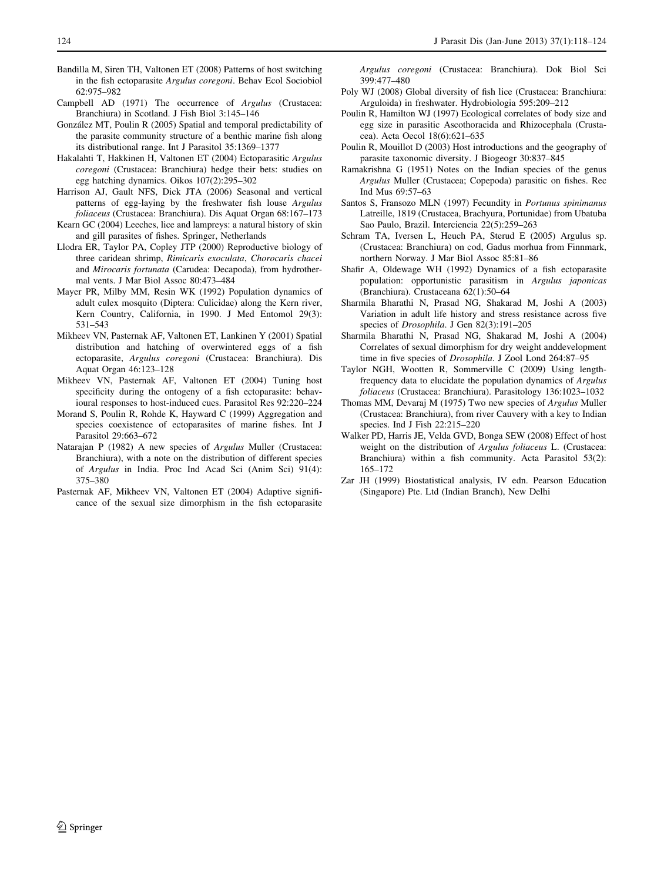Bandilla M, Siren TH, Valtonen ET (2008) Patterns of host switching in the fish ectoparasite *Argulus coregoni*. Behav Ecol Sociobiol 62:975–982

Campbell AD (1971) The occurrence of *Argulus* (Crustacea: Branchiura) in Scotland. J Fish Biol 3:145–146

González MT, Poulin R (2005) Spatial and temporal predictability of the parasite community structure of a benthic marine fish along its distributional range. Int J Parasitol 35:1369–1377

Hakalahti T, Hakkinen H, Valtonen ET (2004) Ectoparasitic *Argulus coregoni* (Crustacea: Branchiura) hedge their bets: studies on egg hatching dynamics. Oikos 107(2):295–302

Harrison AJ, Gault NFS, Dick JTA (2006) Seasonal and vertical patterns of egg-laying by the freshwater fish louse *Argulus foliaceus* (Crustacea: Branchiura). Dis Aquat Organ 68:167–173

Kearn GC (2004) Leeches, lice and lampreys: a natural history of skin and gill parasites of fishes. Springer, Netherlands

Llodra ER, Taylor PA, Copley JTP (2000) Reproductive biology of three caridean shrimp, *Rimicaris exoculata*, *Chorocaris chacei* and *Mirocaris fortunata* (Carudea: Decapoda), from hydrothermal vents. J Mar Biol Assoc 80:473–484

Mayer PR, Milby MM, Resin WK (1992) Population dynamics of adult culex mosquito (Diptera: Culicidae) along the Kern river, Kern Country, California, in 1990. J Med Entomol 29(3): 531–543

Mikheev VN, Pasternak AF, Valtonen ET, Lankinen Y (2001) Spatial distribution and hatching of overwintered eggs of a fish ectoparasite, *Argulus coregoni* (Crustacea: Branchiura). Dis Aquat Organ 46:123–128

Mikheev VN, Pasternak AF, Valtonen ET (2004) Tuning host specificity during the ontogeny of a fish ectoparasite: behavioural responses to host-induced cues. Parasitol Res 92:220–224

Morand S, Poulin R, Rohde K, Hayward C (1999) Aggregation and species coexistence of ectoparasites of marine fishes. Int J Parasitol 29:663–672

Natarajan P (1982) A new species of *Argulus* Muller (Crustacea: Branchiura), with a note on the distribution of different species of *Argulus* in India. Proc Ind Acad Sci (Anim Sci) 91(4): 375–380

Pasternak AF, Mikheev VN, Valtonen ET (2004) Adaptive significance of the sexual size dimorphism in the fish ectoparasite *Argulus coregoni* (Crustacea: Branchiura). Dok Biol Sci 399:477–480

Poly WJ (2008) Global diversity of fish lice (Crustacea: Branchiura: Arguloida) in freshwater. Hydrobiologia 595:209–212

Poulin R, Hamilton WJ (1997) Ecological correlates of body size and egg size in parasitic Ascothoracida and Rhizocephala (Crustacea). Acta Oecol 18(6):621–635

Poulin R, Mouillot D (2003) Host introductions and the geography of parasite taxonomic diversity. J Biogeogr 30:837–845

Ramakrishna G (1951) Notes on the Indian species of the genus *Argulus* Muller (Crustacea; Copepoda) parasitic on fishes. Rec Ind Mus 69:57–63

Santos S, Fransozo MLN (1997) Fecundity in *Portunus spinimanus* Latreille, 1819 (Crustacea, Brachyura, Portunidae) from Ubatuba Sao Paulo, Brazil. Interciencia 22(5):259–263

Schram TA, Iversen L, Heuch PA, Sterud E (2005) Argulus sp. (Crustacea: Branchiura) on cod, Gadus morhua from Finnmark, northern Norway. J Mar Biol Assoc 85:81–86

Shafir A, Oldewage WH (1992) Dynamics of a fish ectoparasite population: opportunistic parasitism in *Argulus japonicas* (Branchiura). Crustaceana 62(1):50–64

Sharmila Bharathi N, Prasad NG, Shakarad M, Joshi A (2003) Variation in adult life history and stress resistance across five species of *Drosophila*. J Gen 82(3):191–205

Sharmila Bharathi N, Prasad NG, Shakarad M, Joshi A (2004) Correlates of sexual dimorphism for dry weight anddevelopment time in five species of *Drosophila*. J Zool Lond 264:87–95

Taylor NGH, Wootten R, Sommerville C (2009) Using length-frequency data to elucidate the population dynamics of *Argulus foliaceus* (Crustacea: Branchiura). Parasitology 136:1023–1032

Thomas MM, Devaraj M (1975) Two new species of *Argulus* Muller (Crustacea: Branchiura), from river Cauvery with a key to Indian species. Ind J Fish 22:215–220

Walker PD, Harris JE, Velda GVD, Bonga SEW (2008) Effect of host weight on the distribution of *Argulus foliaceus* L. (Crustacea: Branchiura) within a fish community. Acta Parasitol 53(2): 165–172

Zar JH (1999) Biostatistical analysis, IV edn. Pearson Education (Singapore) Pte. Ltd (Indian Branch), New Delhi